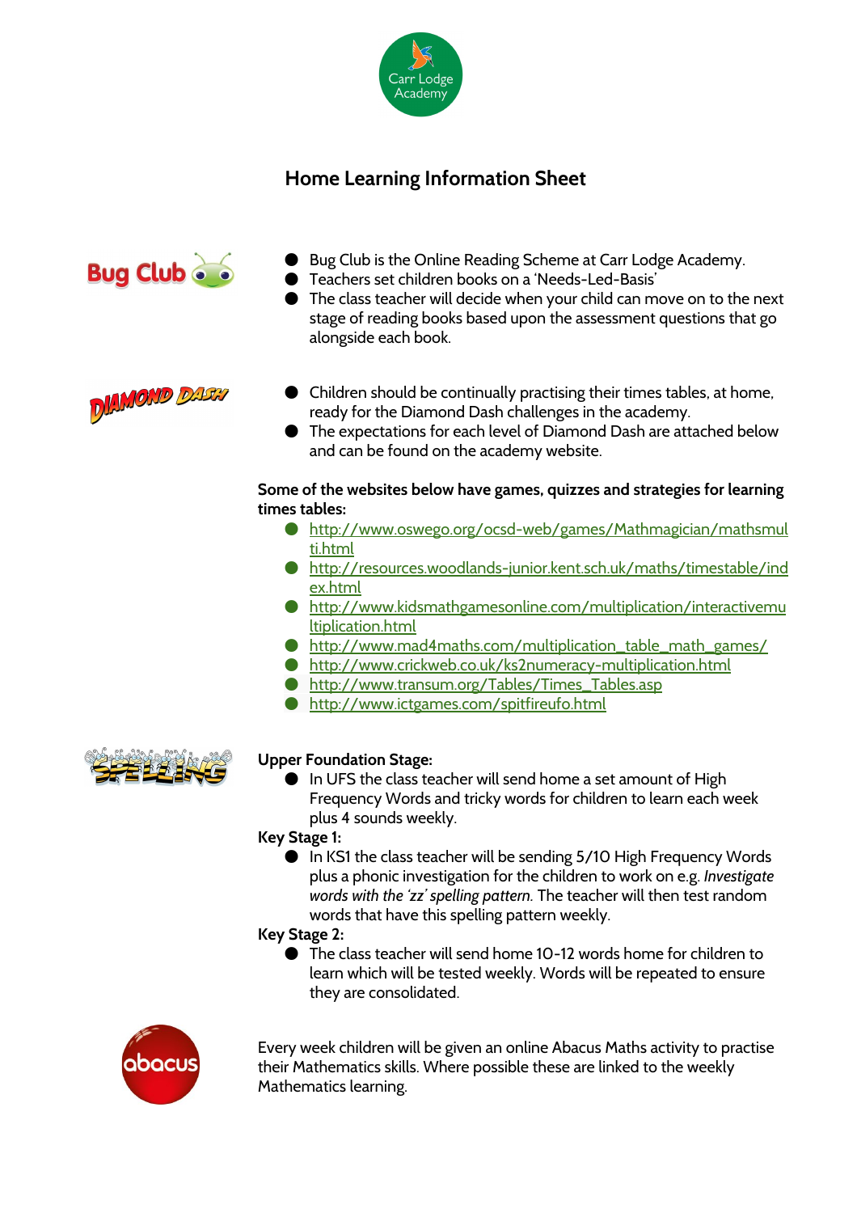# Home Learning Information Sheet

- Bug Club is the Online Reading Scheme at Carr Lodge Academy.
- Teachers set children books on a 'Needs-Led-Basis'
- The class teacher will decide when your child can move on to the next stage of reading books based upon the assessment questions that go alongside each book.

- Children should be continually practising their times tables, at home, ready for the Diamond Dash challenges in the academy.
- The expectations for each level of Diamond Dash are attached below and can be found on the academy website.

**Some of the websites below have games, quizzes and strategies for learning times tables:**

- http://www.oswego.org/ocsd-web/games/Mathmagician/mathsmulti.html
- http://resources.woodlands-junior.kent.sch.uk/maths/timestable/index.html
- http://www.kidsmathgamesonline.com/multiplication/interactivemultiplication.html
- http://www.mad4maths.com/multiplication_table_math_games/
- http://www.crickweb.co.uk/ks2numeracy-multiplication.html
- http://www.transum.org/Tables/Times_Tables.asp
- http://www.ictgames.com/spitfireufo.html

**Upper Foundation Stage:**

- In UFS the class teacher will send home a set amount of High Frequency Words and tricky words for children to learn each week plus 4 sounds weekly.

**Key Stage 1:**

- In KS1 the class teacher will be sending 5/10 High Frequency Words plus a phonic investigation for the children to work on e.g. *Investigate words with the 'zz' spelling pattern.* The teacher will then test random words that have this spelling pattern weekly.

**Key Stage 2:**

- The class teacher will send home 10-12 words home for children to learn which will be tested weekly. Words will be repeated to ensure they are consolidated.

Every week children will be given an online Abacus Maths activity to practise their Mathematics skills. Where possible these are linked to the weekly Mathematics learning.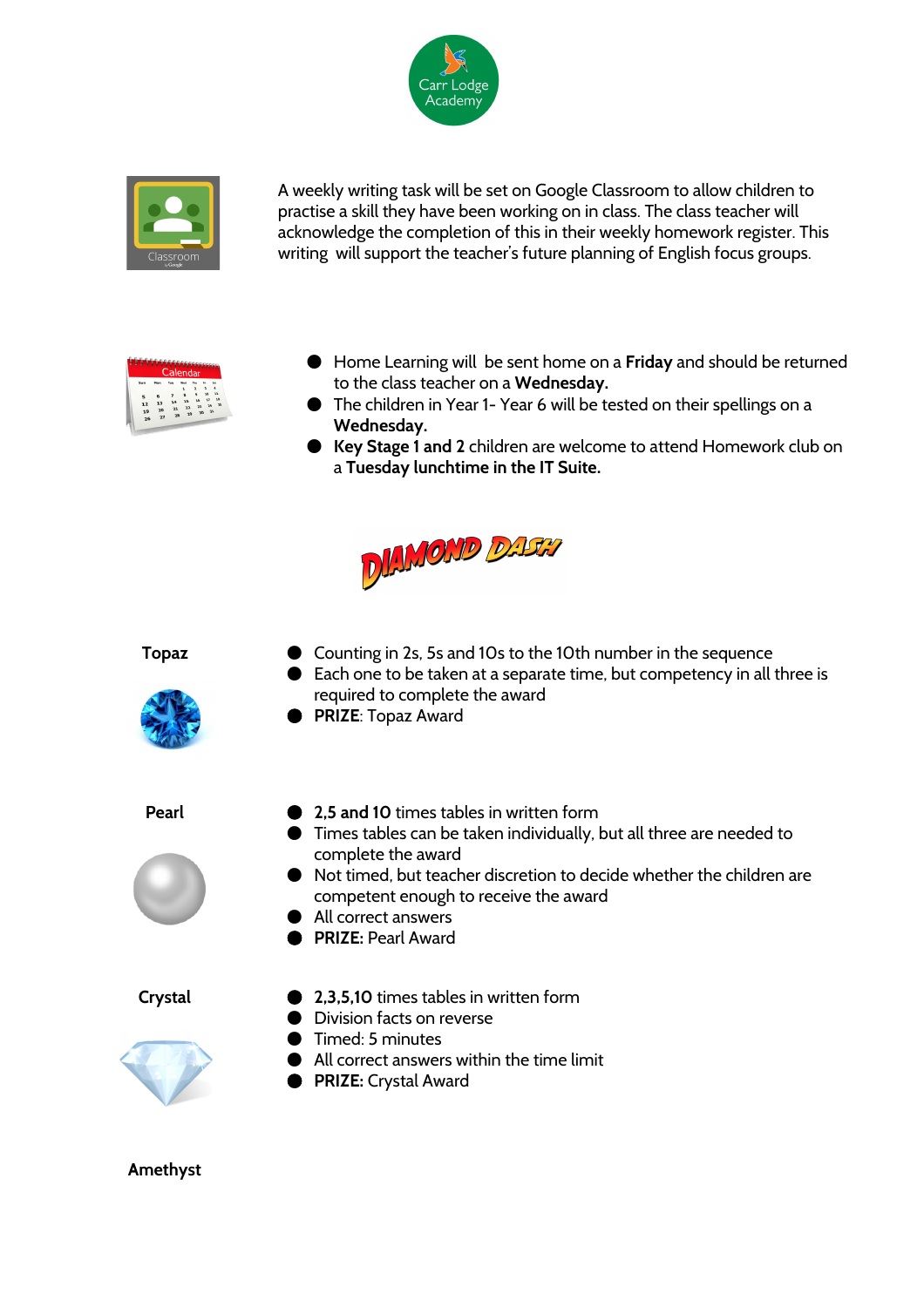Carr Lodge Academy

A weekly writing task will be set on Google Classroom to allow children to practise a skill they have been working on in class. The class teacher will acknowledge the completion of this in their weekly homework register. This writing will support the teacher's future planning of English focus groups.

- Home Learning will be sent home on a **Friday** and should be returned to the class teacher on a **Wednesday.**
- The children in Year 1- Year 6 will be tested on their spellings on a **Wednesday.**
- **Key Stage 1 and 2** children are welcome to attend Homework club on a **Tuesday lunchtime in the IT Suite.**

# DIAMOND DASH

**Topaz**

- Counting in 2s, 5s and 10s to the 10th number in the sequence
- Each one to be taken at a separate time, but competency in all three is required to complete the award
- **PRIZE**: Topaz Award

**Pearl**

- **2,5 and 10** times tables in written form
- Times tables can be taken individually, but all three are needed to complete the award
- Not timed, but teacher discretion to decide whether the children are competent enough to receive the award
- All correct answers
- **PRIZE:** Pearl Award

**Crystal**

- **2,3,5,10** times tables in written form
- Division facts on reverse
- Timed: 5 minutes
- All correct answers within the time limit
- **PRIZE:** Crystal Award

**Amethyst**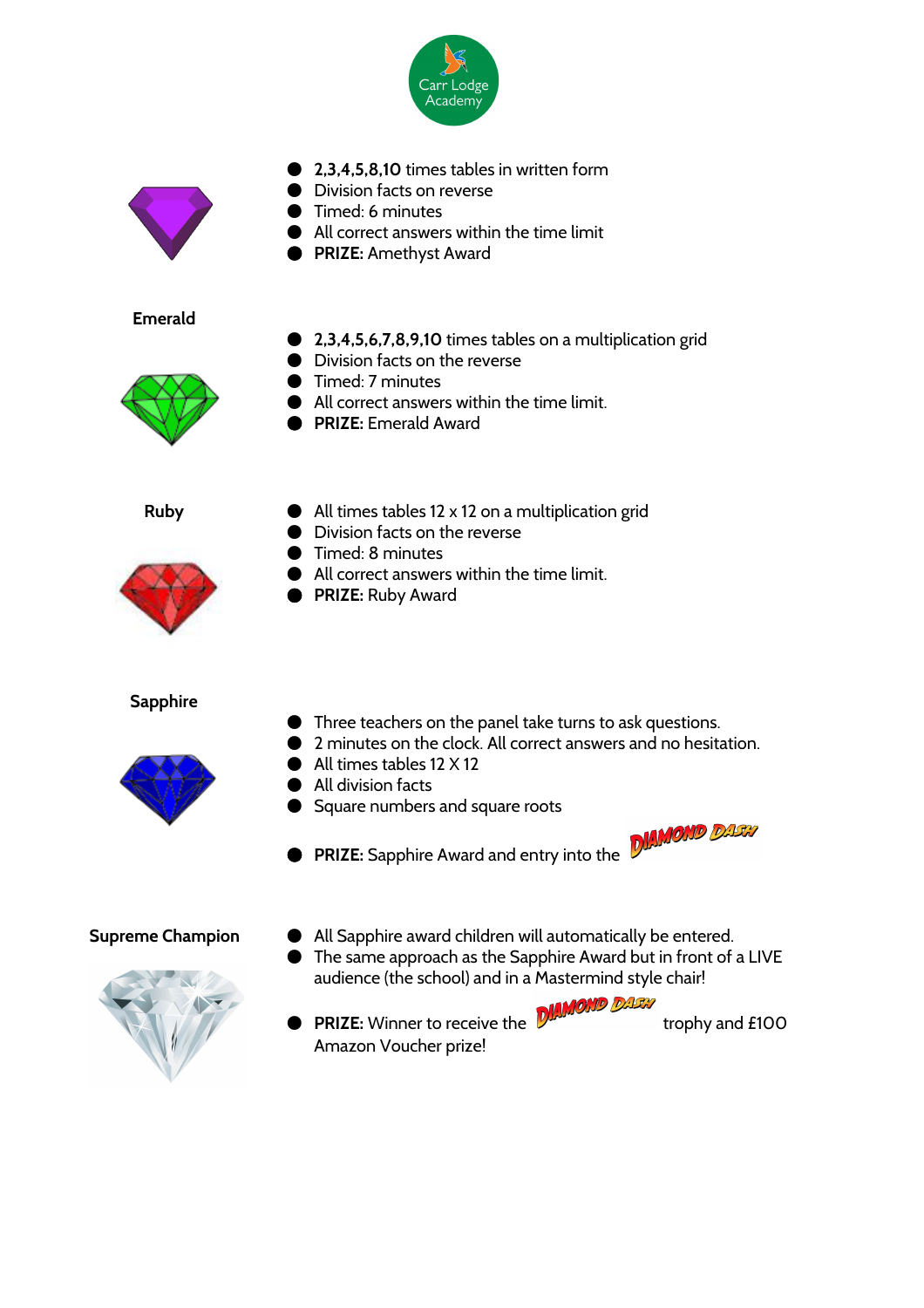Carr Lodge Academy

- **2,3,4,5,8,10** times tables in written form
- Division facts on reverse
- Timed: 6 minutes
- All correct answers within the time limit
- **PRIZE:** Amethyst Award

**Emerald**

- **2,3,4,5,6,7,8,9,10** times tables on a multiplication grid
- Division facts on the reverse
- Timed: 7 minutes
- All correct answers within the time limit.
- **PRIZE:** Emerald Award

**Ruby**

- All times tables 12 x 12 on a multiplication grid
- Division facts on the reverse
- Timed: 8 minutes
- All correct answers within the time limit.
- **PRIZE:** Ruby Award

**Sapphire**

- Three teachers on the panel take turns to ask questions.
- 2 minutes on the clock. All correct answers and no hesitation.
- All times tables 12 X 12
- All division facts
- Square numbers and square roots
- **PRIZE:** Sapphire Award and entry into the DIAMOND DASH

**Supreme Champion**

- All Sapphire award children will automatically be entered.
- The same approach as the Sapphire Award but in front of a LIVE audience (the school) and in a Mastermind style chair!
- **PRIZE:** Winner to receive the DIAMOND DASH trophy and £100 Amazon Voucher prize!